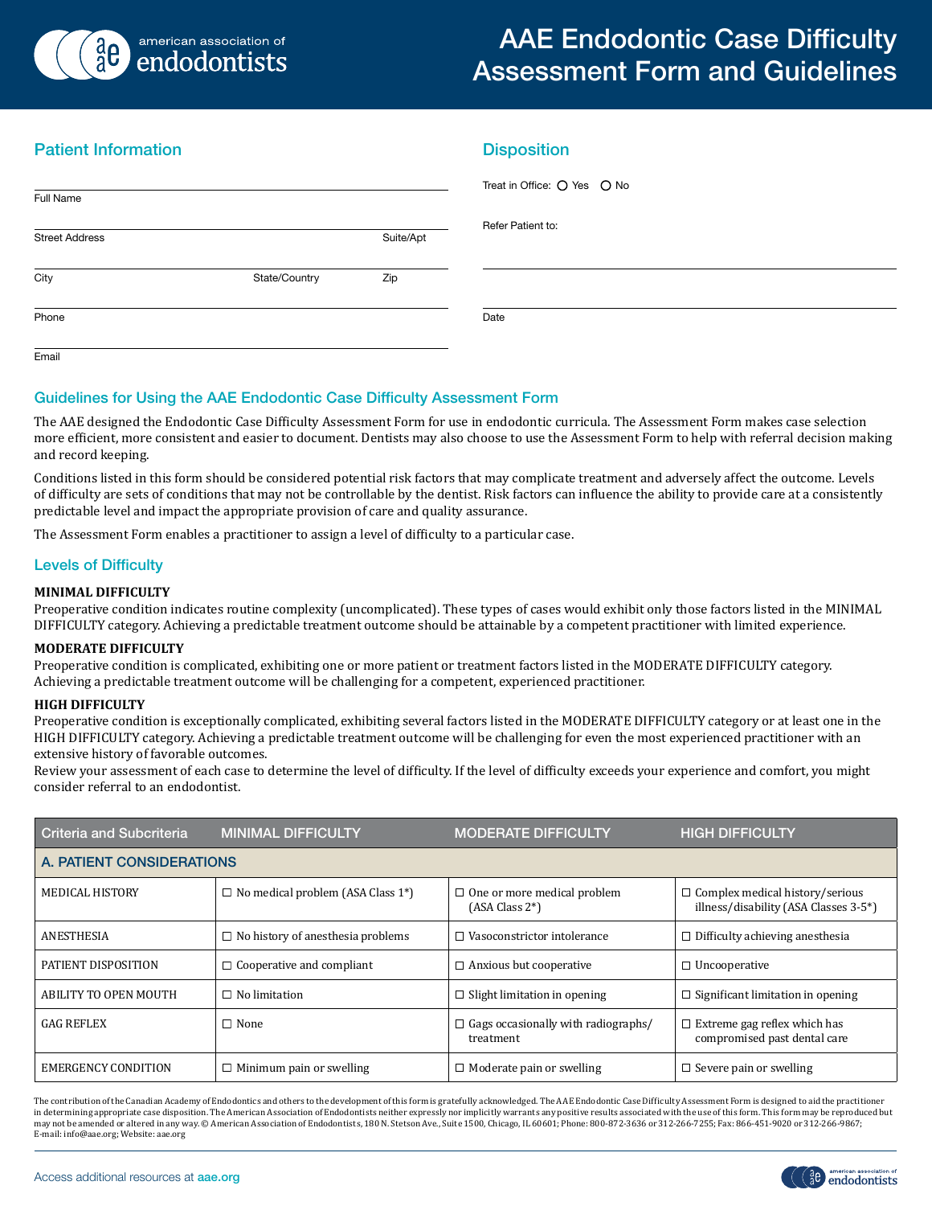# AAE Endodontic Case Difficulty Assessment Form and Guidelines

american association of endodontists

## Patient Information

Full Name

Street Address Suite/Apt

City State/Country Zip

Phone

Email

## Disposition

Treat in Office: ○ Yes ○ No

Refer Patient to:

Date

## Guidelines for Using the AAE Endodontic Case Difficulty Assessment Form

The AAE designed the Endodontic Case Difficulty Assessment Form for use in endodontic curricula. The Assessment Form makes case selection more efficient, more consistent and easier to document. Dentists may also choose to use the Assessment Form to help with referral decision making and record keeping.

Conditions listed in this form should be considered potential risk factors that may complicate treatment and adversely affect the outcome. Levels of difficulty are sets of conditions that may not be controllable by the dentist. Risk factors can influence the ability to provide care at a consistently predictable level and impact the appropriate provision of care and quality assurance.

The Assessment Form enables a practitioner to assign a level of difficulty to a particular case.

## Levels of Difficulty

**MINIMAL DIFFICULTY**
Preoperative condition indicates routine complexity (uncomplicated). These types of cases would exhibit only those factors listed in the MINIMAL DIFFICULTY category. Achieving a predictable treatment outcome should be attainable by a competent practitioner with limited experience.

**MODERATE DIFFICULTY**
Preoperative condition is complicated, exhibiting one or more patient or treatment factors listed in the MODERATE DIFFICULTY category. Achieving a predictable treatment outcome will be challenging for a competent, experienced practitioner.

**HIGH DIFFICULTY**
Preoperative condition is exceptionally complicated, exhibiting several factors listed in the MODERATE DIFFICULTY category or at least one in the HIGH DIFFICULTY category. Achieving a predictable treatment outcome will be challenging for even the most experienced practitioner with an extensive history of favorable outcomes.
Review your assessment of each case to determine the level of difficulty. If the level of difficulty exceeds your experience and comfort, you might consider referral to an endodontist.

| Criteria and Subcriteria | MINIMAL DIFFICULTY | MODERATE DIFFICULTY | HIGH DIFFICULTY |
|---|---|---|---|
| **A. PATIENT CONSIDERATIONS** | | | |
| MEDICAL HISTORY | ☐ No medical problem (ASA Class 1*) | ☐ One or more medical problem (ASA Class 2*) | ☐ Complex medical history/serious illness/disability (ASA Classes 3-5*) |
| ANESTHESIA | ☐ No history of anesthesia problems | ☐ Vasoconstrictor intolerance | ☐ Difficulty achieving anesthesia |
| PATIENT DISPOSITION | ☐ Cooperative and compliant | ☐ Anxious but cooperative | ☐ Uncooperative |
| ABILITY TO OPEN MOUTH | ☐ No limitation | ☐ Slight limitation in opening | ☐ Significant limitation in opening |
| GAG REFLEX | ☐ None | ☐ Gags occasionally with radiographs/treatment | ☐ Extreme gag reflex which has compromised past dental care |
| EMERGENCY CONDITION | ☐ Minimum pain or swelling | ☐ Moderate pain or swelling | ☐ Severe pain or swelling |

The contribution of the Canadian Academy of Endodontics and others to the development of this form is gratefully acknowledged. The AAE Endodontic Case Difficulty Assessment Form is designed to aid the practitioner in determining appropriate case disposition. The American Association of Endodontists neither expressly nor implicitly warrants any positive results associated with the use of this form. This form may be reproduced but may not be amended or altered in any way. © American Association of Endodontists, 180 N. Stetson Ave., Suite 1500, Chicago, IL 60601; Phone: 800-872-3636 or 312-266-7255; Fax: 866-451-9020 or 312-266-9867; E-mail: info@aae.org; Website: aae.org

Access additional resources at aae.org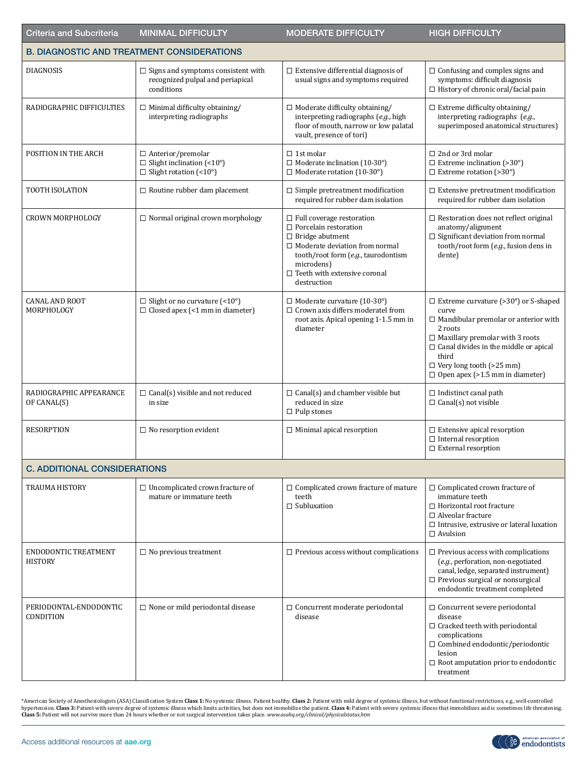| Criteria and Subcriteria | MINIMAL DIFFICULTY | MODERATE DIFFICULTY | HIGH DIFFICULTY |
|---|---|---|---|
| **B. DIAGNOSTIC AND TREATMENT CONSIDERATIONS** | | | |
| DIAGNOSIS | ☐ Signs and symptoms consistent with recognized pulpal and periapical conditions | ☐ Extensive differential diagnosis of usual signs and symptoms required | ☐ Confusing and complex signs and symptoms: difficult diagnosis<br>☐ History of chronic oral/facial pain |
| RADIOGRAPHIC DIFFICULTIES | ☐ Minimal difficulty obtaining/ interpreting radiographs | ☐ Moderate difficulty obtaining/ interpreting radiographs (*e.g.*, high floor of mouth, narrow or low palatal vault, presence of tori) | ☐ Extreme difficulty obtaining/ interpreting radiographs (*e.g.*, superimposed anatomical structures) |
| POSITION IN THE ARCH | ☐ Anterior/premolar<br>☐ Slight inclination (<10°)<br>☐ Slight rotation (<10°) | ☐ 1st molar<br>☐ Moderate inclination (10-30°)<br>☐ Moderate rotation (10-30°) | ☐ 2nd or 3rd molar<br>☐ Extreme inclination (>30°)<br>☐ Extreme rotation (>30°) |
| TOOTH ISOLATION | ☐ Routine rubber dam placement | ☐ Simple pretreatment modification required for rubber dam isolation | ☐ Extensive pretreatment modification required for rubber dam isolation |
| CROWN MORPHOLOGY | ☐ Normal original crown morphology | ☐ Full coverage restoration<br>☐ Porcelain restoration<br>☐ Bridge abutment<br>☐ Moderate deviation from normal tooth/root form (*e.g.*, taurodontism microdens)<br>☐ Teeth with extensive coronal destruction | ☐ Restoration does not reflect original anatomy/alignment<br>☐ Significant deviation from normal tooth/root form (*e.g.*, fusion dens in dente) |
| CANAL AND ROOT MORPHOLOGY | ☐ Slight or no curvature (<10°)<br>☐ Closed apex (<1 mm in diameter) | ☐ Moderate curvature (10-30°)<br>☐ Crown axis differs moderatel from root axis. Apical opening 1-1.5 mm in diameter | ☐ Extreme curvature (>30°) or S-shaped curve<br>☐ Mandibular premolar or anterior with 2 roots<br>☐ Maxillary premolar with 3 roots<br>☐ Canal divides in the middle or apical third<br>☐ Very long tooth (>25 mm)<br>☐ Open apex (>1.5 mm in diameter) |
| RADIOGRAPHIC APPEARANCE OF CANAL(S) | ☐ Canal(s) visible and not reduced in size | ☐ Canal(s) and chamber visible but reduced in size<br>☐ Pulp stones | ☐ Indistinct canal path<br>☐ Canal(s) not visible |
| RESORPTION | ☐ No resorption evident | ☐ Minimal apical resorption | ☐ Extensive apical resorption<br>☐ Internal resorption<br>☐ External resorption |
| **C. ADDITIONAL CONSIDERATIONS** | | | |
| TRAUMA HISTORY | ☐ Uncomplicated crown fracture of mature or immature teeth | ☐ Complicated crown fracture of mature teeth<br>☐ Subluxation | ☐ Complicated crown fracture of immature teeth<br>☐ Horizontal root fracture<br>☐ Alveolar fracture<br>☐ Intrusive, extrusive or lateral luxation<br>☐ Avulsion |
| ENDODONTIC TREATMENT HISTORY | ☐ No previous treatment | ☐ Previous access without complications | ☐ Previous access with complications (*e.g.*, perforation, non-negotiated canal, ledge, separated instrument)<br>☐ Previous surgical or nonsurgical endodontic treatment completed |
| PERIODONTAL-ENDODONTIC CONDITION | ☐ None or mild periodontal disease | ☐ Concurrent moderate periodontal disease | ☐ Concurrent severe periodontal disease<br>☐ Cracked teeth with periodontal complications<br>☐ Combined endodontic/periodontic lesion<br>☐ Root amputation prior to endodontic treatment |

*American Society of Anesthesiologists (ASA) Classification System **Class 1:** No systemic illness. Patient healthy. **Class 2:** Patient with mild degree of systemic illness, but without functional restrictions, e.g., well-controlled hypertension. **Class 3:** Patient with severe degree of systemic illness which limits activities, but does not immobilize the patient. **Class 4:** Patient with severe systemic illness that immobilizes and is sometimes life threatening. **Class 5:** Patient will not survive more than 24 hours whether or not surgical intervention takes place. *www.asahq.org/clinical/physicalstatus.htm*

Access additional resources at aae.org

american association of endodontists